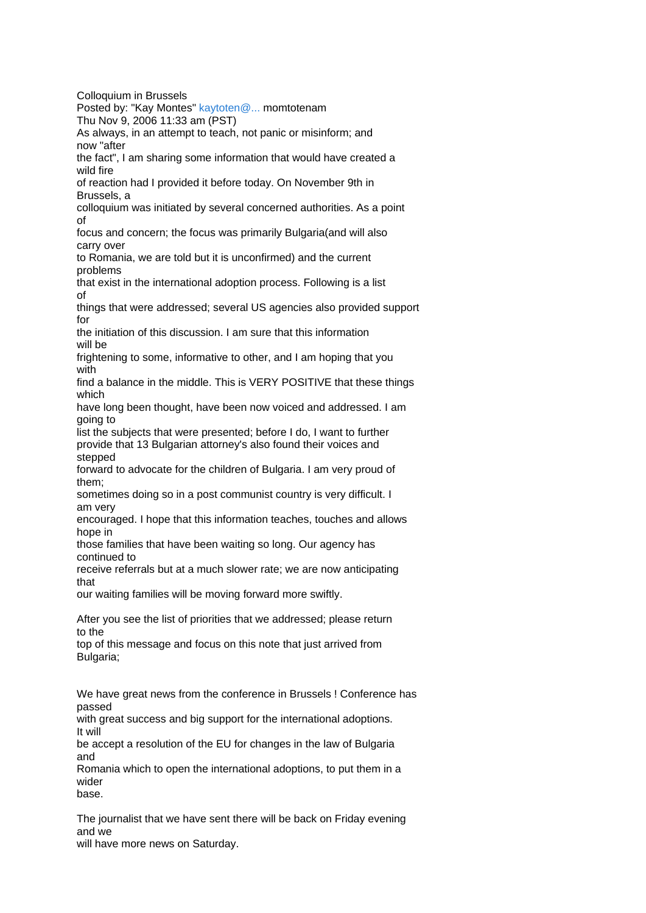Colloquium in Brussels

Posted by: "Kay Montes" kaytoten@... momtotenam

Thu Nov 9, 2006 11:33 am (PST)

As always, in an attempt to teach, not panic or misinform; and now "after the fact", I am sharing some information that would have created a wild fire of reaction had I provided it before today. On November 9th in Brussels, a colloquium was initiated by several concerned authorities. As a point of focus and concern; the focus was primarily Bulgaria(and will also carry over to Romania, we are told but it is unconfirmed) and the current problems that exist in the international adoption process. Following is a list of things that were addressed; several US agencies also provided support for the initiation of this discussion. I am sure that this information will be frightening to some, informative to other, and I am hoping that you with find a balance in the middle. This is VERY POSITIVE that these things which have long been thought, have been now voiced and addressed. I am going to list the subjects that were presented; before I do, I want to further provide that 13 Bulgarian attorney's also found their voices and stepped forward to advocate for the children of Bulgaria. I am very proud of them; sometimes doing so in a post communist country is very difficult. I am very encouraged. I hope that this information teaches, touches and allows hope in those families that have been waiting so long. Our agency has continued to receive referrals but at a much slower rate; we are now anticipating that our waiting families will be moving forward more swiftly.

After you see the list of priorities that we addressed; please return to the top of this message and focus on this note that just arrived from Bulgaria;

We have great news from the conference in Brussels ! Conference has passed with great success and big support for the international adoptions. It will be accept a resolution of the EU for changes in the law of Bulgaria and Romania which to open the international adoptions, to put them in a wider base.

The journalist that we have sent there will be back on Friday evening and we will have more news on Saturday.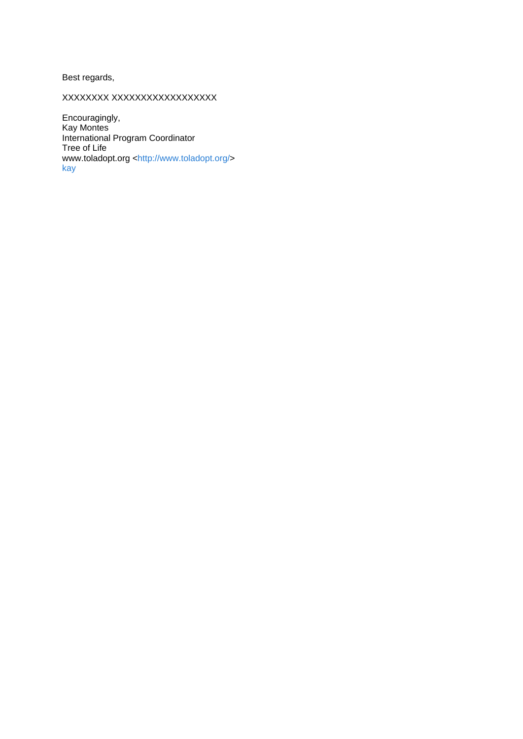Best regards,

XXXXXXXX XXXXXXXXXXXXXXXXXX

Encouragingly,  
Kay Montes  
International Program Coordinator  
Tree of Life  
www.toladopt.org <http://www.toladopt.org/>  
kay